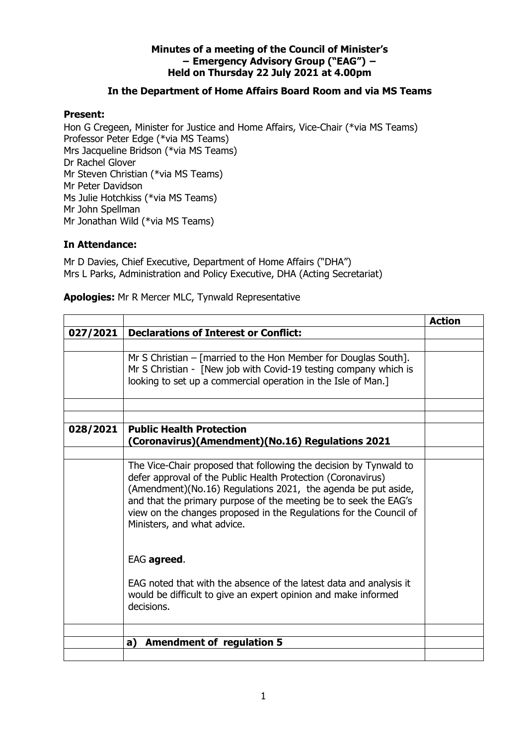**Minutes of a meeting of the Council of Minister's – Emergency Advisory Group ("EAG") – Held on Thursday 22 July 2021 at 4.00pm**

**In the Department of Home Affairs Board Room and via MS Teams**

**Present:**

Hon G Cregeen, Minister for Justice and Home Affairs, Vice-Chair (*via MS Teams)
Professor Peter Edge (*via MS Teams)
Mrs Jacqueline Bridson (*via MS Teams)
Dr Rachel Glover
Mr Steven Christian (*via MS Teams)
Mr Peter Davidson
Ms Julie Hotchkiss (*via MS Teams)
Mr John Spellman
Mr Jonathan Wild (*via MS Teams)

**In Attendance:**

Mr D Davies, Chief Executive, Department of Home Affairs ("DHA")
Mrs L Parks, Administration and Policy Executive, DHA (Acting Secretariat)

**Apologies:** Mr R Mercer MLC, Tynwald Representative

| | | **Action** |
|---|---|---|
| **027/2021** | **Declarations of Interest or Conflict:** | |
| | | |
| | Mr S Christian – [married to the Hon Member for Douglas South]. Mr S Christian - [New job with Covid-19 testing company which is looking to set up a commercial operation in the Isle of Man.] | |
| | | |
| | | |
| **028/2021** | **Public Health Protection (Coronavirus)(Amendment)(No.16) Regulations 2021** | |
| | | |
| | The Vice-Chair proposed that following the decision by Tynwald to defer approval of the Public Health Protection (Coronavirus) (Amendment)(No.16) Regulations 2021, the agenda be put aside, and that the primary purpose of the meeting be to seek the EAG's view on the changes proposed in the Regulations for the Council of Ministers, and what advice.<br><br>EAG **agreed**.<br><br>EAG noted that with the absence of the latest data and analysis it would be difficult to give an expert opinion and make informed decisions. | |
| | | |
| | **a) Amendment of regulation 5** | |
| | | |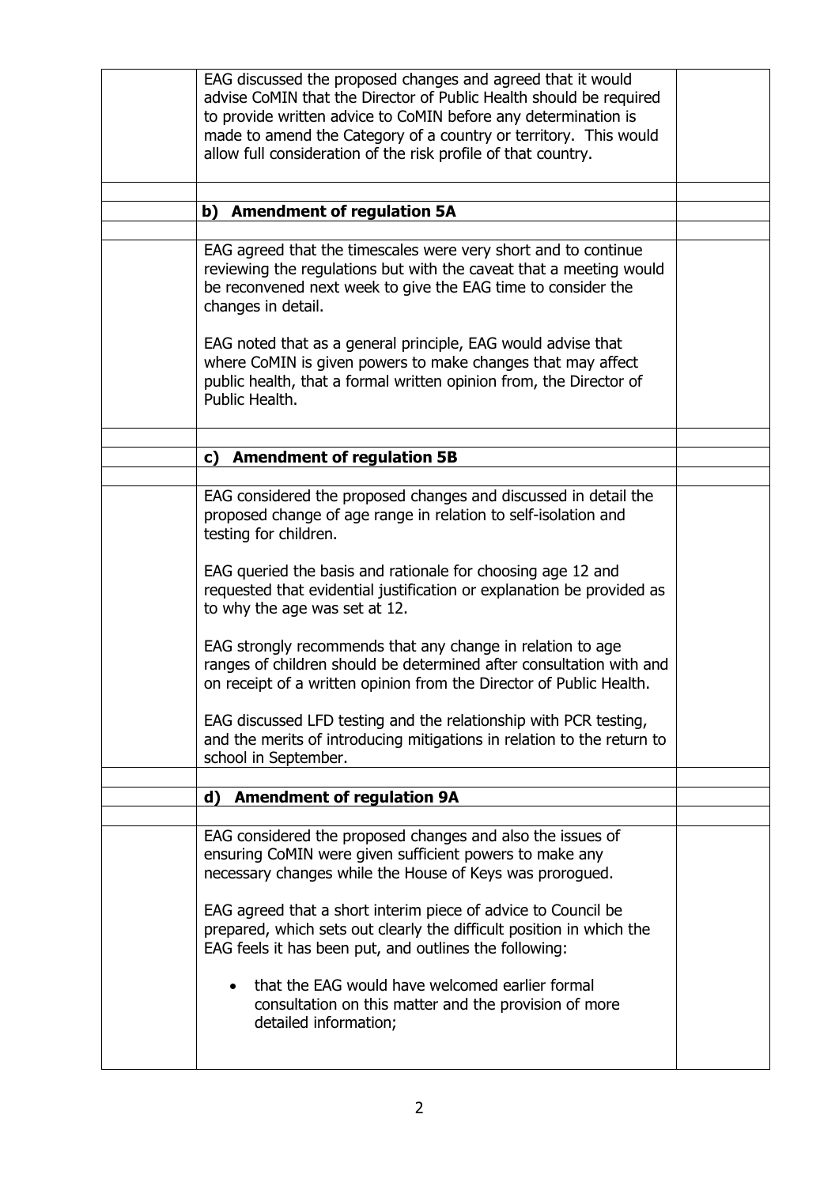EAG discussed the proposed changes and agreed that it would advise CoMIN that the Director of Public Health should be required to provide written advice to CoMIN before any determination is made to amend the Category of a country or territory. This would allow full consideration of the risk profile of that country.

**b) Amendment of regulation 5A**

EAG agreed that the timescales were very short and to continue reviewing the regulations but with the caveat that a meeting would be reconvened next week to give the EAG time to consider the changes in detail.

EAG noted that as a general principle, EAG would advise that where CoMIN is given powers to make changes that may affect public health, that a formal written opinion from, the Director of Public Health.

**c) Amendment of regulation 5B**

EAG considered the proposed changes and discussed in detail the proposed change of age range in relation to self-isolation and testing for children.

EAG queried the basis and rationale for choosing age 12 and requested that evidential justification or explanation be provided as to why the age was set at 12.

EAG strongly recommends that any change in relation to age ranges of children should be determined after consultation with and on receipt of a written opinion from the Director of Public Health.

EAG discussed LFD testing and the relationship with PCR testing, and the merits of introducing mitigations in relation to the return to school in September.

**d) Amendment of regulation 9A**

EAG considered the proposed changes and also the issues of ensuring CoMIN were given sufficient powers to make any necessary changes while the House of Keys was prorogued.

EAG agreed that a short interim piece of advice to Council be prepared, which sets out clearly the difficult position in which the EAG feels it has been put, and outlines the following:

- that the EAG would have welcomed earlier formal consultation on this matter and the provision of more detailed information;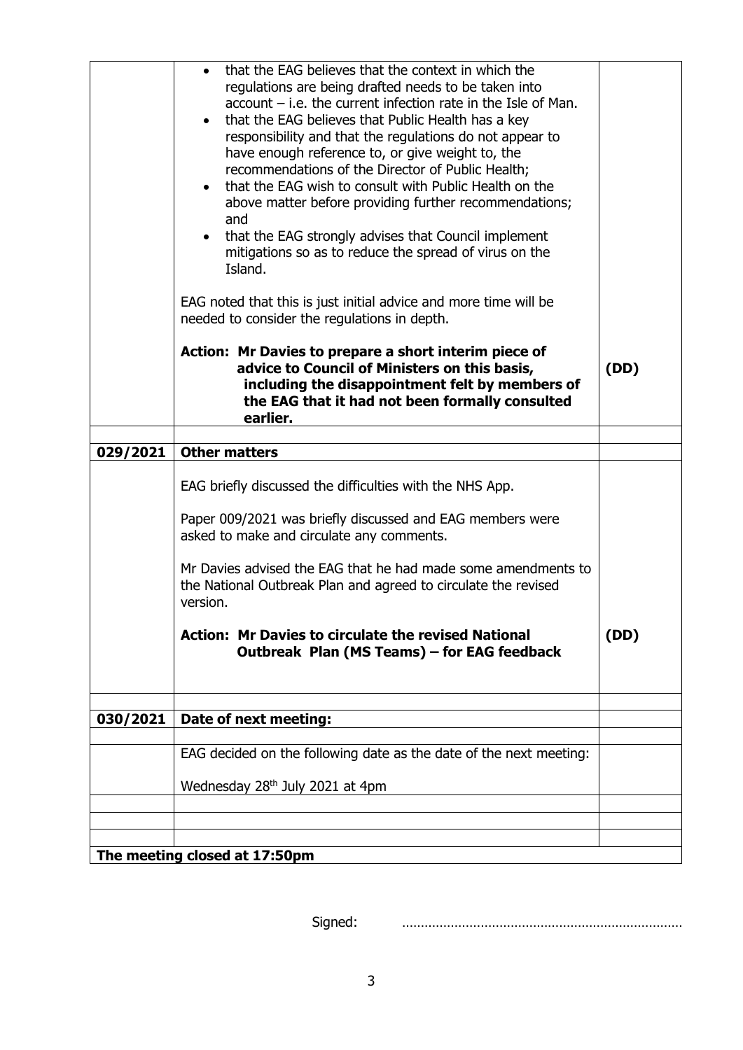| | | |
|---|---|---|
| | • that the EAG believes that the context in which the regulations are being drafted needs to be taken into account – i.e. the current infection rate in the Isle of Man.<br>• that the EAG believes that Public Health has a key responsibility and that the regulations do not appear to have enough reference to, or give weight to, the recommendations of the Director of Public Health;<br>• that the EAG wish to consult with Public Health on the above matter before providing further recommendations; and<br>• that the EAG strongly advises that Council implement mitigations so as to reduce the spread of virus on the Island.<br><br>EAG noted that this is just initial advice and more time will be needed to consider the regulations in depth.<br><br>**Action: Mr Davies to prepare a short interim piece of advice to Council of Ministers on this basis, including the disappointment felt by members of the EAG that it had not been formally consulted earlier.** | **(DD)** |
| | | |
| **029/2021** | **Other matters** | |
| | EAG briefly discussed the difficulties with the NHS App.<br><br>Paper 009/2021 was briefly discussed and EAG members were asked to make and circulate any comments.<br><br>Mr Davies advised the EAG that he had made some amendments to the National Outbreak Plan and agreed to circulate the revised version.<br><br>**Action: Mr Davies to circulate the revised National Outbreak Plan (MS Teams) – for EAG feedback** | **(DD)** |
| | | |
| **030/2021** | **Date of next meeting:** | |
| | | |
| | EAG decided on the following date as the date of the next meeting:<br><br>Wednesday 28th July 2021 at 4pm | |
| | | |
| | | |
| | | |
| **The meeting closed at 17:50pm** | | |

Signed: ……………………………………………………………………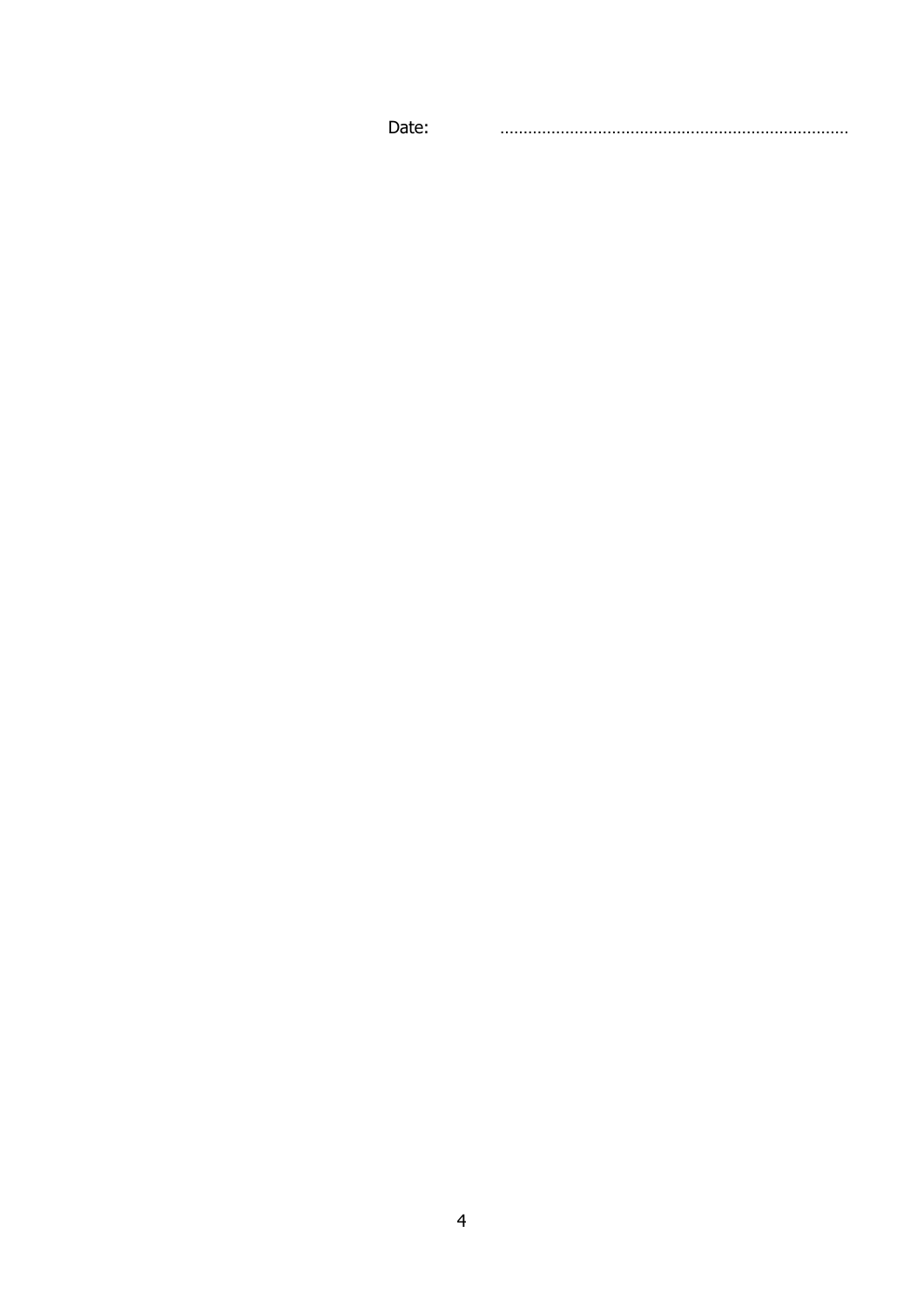Date: ..........................................................................